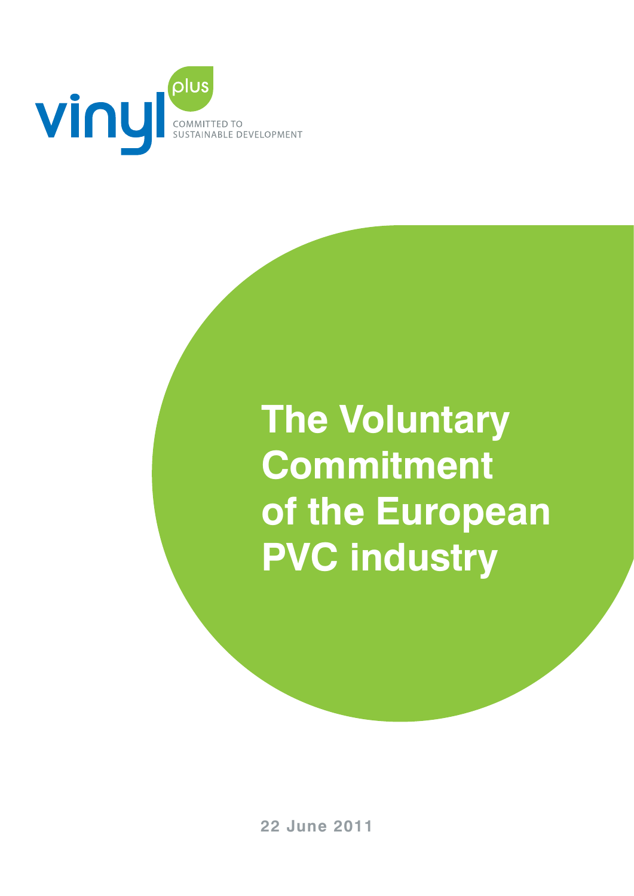vinyl plus

COMMITTED TO SUSTAINABLE DEVELOPMENT

# The Voluntary Commitment of the European PVC industry

**22 June 2011**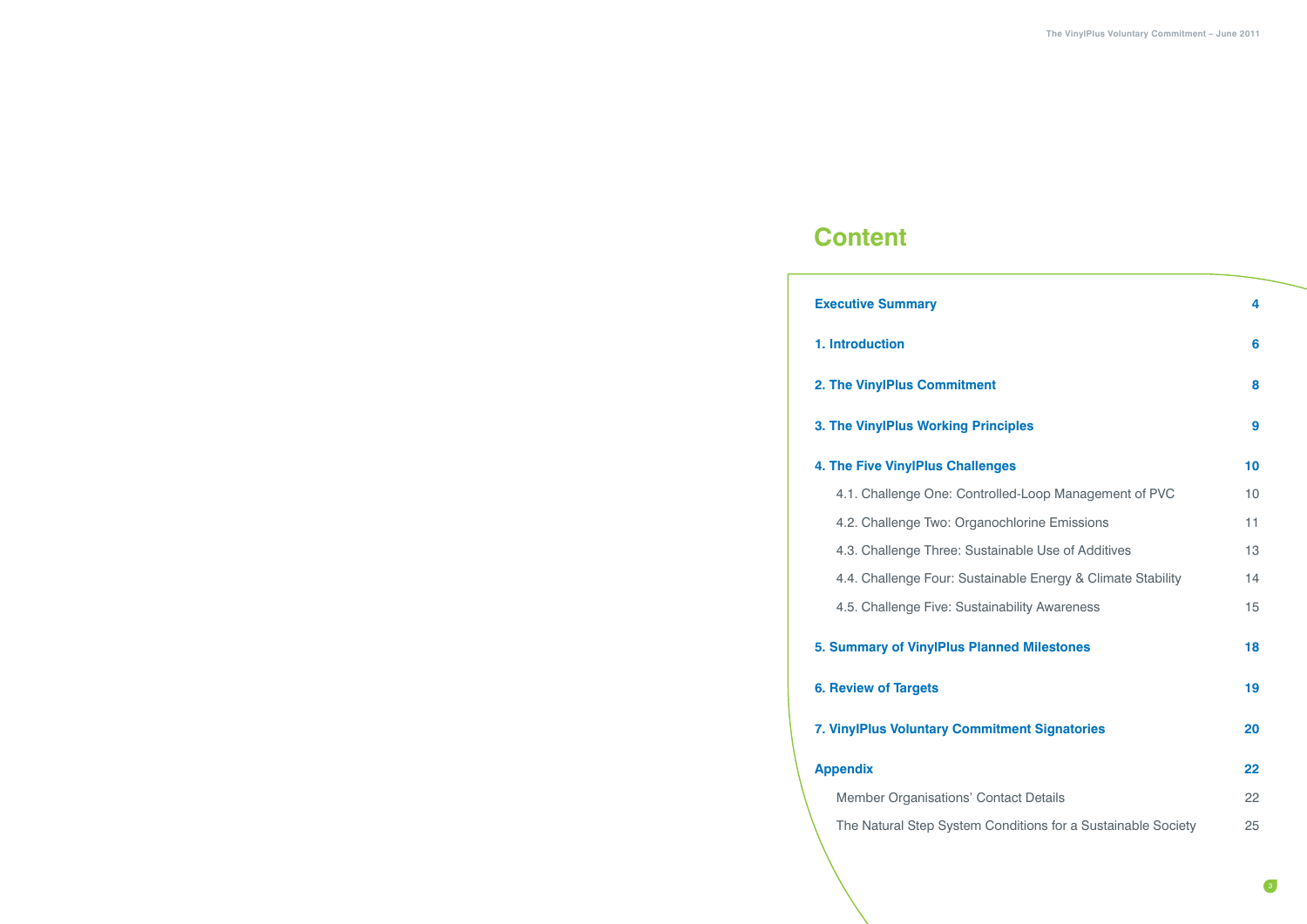# Content

| | |
|---|---|
| **Executive Summary** | **4** |
| **1. Introduction** | **6** |
| **2. The VinylPlus Commitment** | **8** |
| **3. The VinylPlus Working Principles** | **9** |
| **4. The Five VinylPlus Challenges** | **10** |
| 4.1. Challenge One: Controlled-Loop Management of PVC | 10 |
| 4.2. Challenge Two: Organochlorine Emissions | 11 |
| 4.3. Challenge Three: Sustainable Use of Additives | 13 |
| 4.4. Challenge Four: Sustainable Energy & Climate Stability | 14 |
| 4.5. Challenge Five: Sustainability Awareness | 15 |
| **5. Summary of VinylPlus Planned Milestones** | **18** |
| **6. Review of Targets** | **19** |
| **7. VinylPlus Voluntary Commitment Signatories** | **20** |
| **Appendix** | **22** |
| Member Organisations' Contact Details | 22 |
| The Natural Step System Conditions for a Sustainable Society | 25 |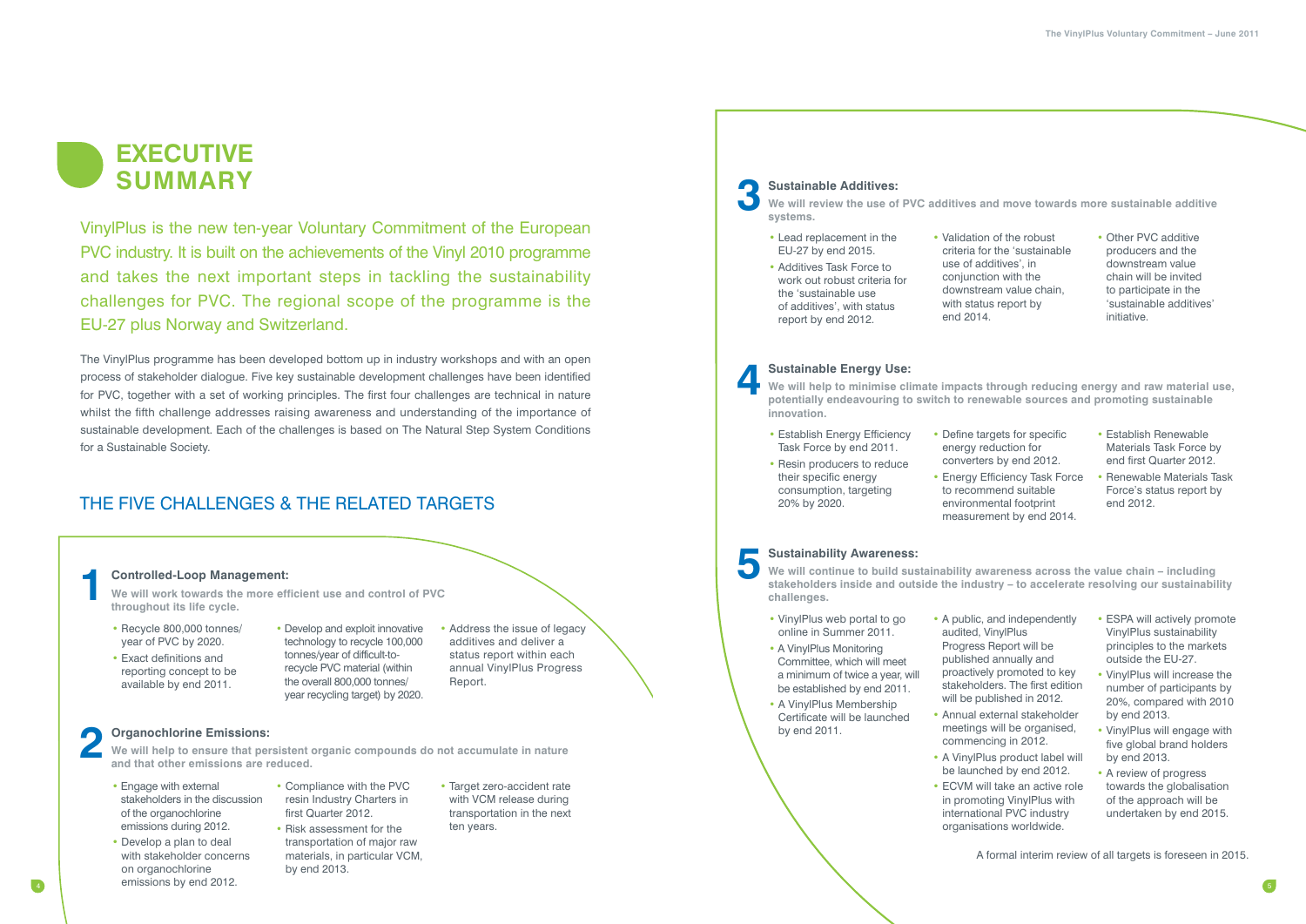# EXECUTIVE SUMMARY

VinylPlus is the new ten-year Voluntary Commitment of the European PVC industry. It is built on the achievements of the Vinyl 2010 programme and takes the next important steps in tackling the sustainability challenges for PVC. The regional scope of the programme is the EU-27 plus Norway and Switzerland.

The VinylPlus programme has been developed bottom up in industry workshops and with an open process of stakeholder dialogue. Five key sustainable development challenges have been identified for PVC, together with a set of working principles. The first four challenges are technical in nature whilst the fifth challenge addresses raising awareness and understanding of the importance of sustainable development. Each of the challenges is based on The Natural Step System Conditions for a Sustainable Society.

## THE FIVE CHALLENGES & THE RELATED TARGETS

### 1 Controlled-Loop Management:

**We will work towards the more efficient use and control of PVC throughout its life cycle.**

- Recycle 800,000 tonnes/year of PVC by 2020.
- Exact definitions and reporting concept to be available by end 2011.
- Develop and exploit innovative technology to recycle 100,000 tonnes/year of difficult-to-recycle PVC material (within the overall 800,000 tonnes/year recycling target) by 2020.
- Address the issue of legacy additives and deliver a status report within each annual VinylPlus Progress Report.

### 2 Organochlorine Emissions:

**We will help to ensure that persistent organic compounds do not accumulate in nature and that other emissions are reduced.**

- Engage with external stakeholders in the discussion of the organochlorine emissions during 2012.
- Develop a plan to deal with stakeholder concerns on organochlorine emissions by end 2012.
- Compliance with the PVC resin Industry Charters in first Quarter 2012.
- Risk assessment for the transportation of major raw materials, in particular VCM, by end 2013.
- Target zero-accident rate with VCM release during transportation in the next ten years.

### 3 Sustainable Additives:

**We will review the use of PVC additives and move towards more sustainable additive systems.**

- Lead replacement in the EU-27 by end 2015.
- Additives Task Force to work out robust criteria for the 'sustainable use of additives', with status report by end 2012.
- Validation of the robust criteria for the 'sustainable use of additives', in conjunction with the downstream value chain, with status report by end 2014.
- Other PVC additive producers and the downstream value chain will be invited to participate in the 'sustainable additives' initiative.

### 4 Sustainable Energy Use:

**We will help to minimise climate impacts through reducing energy and raw material use, potentially endeavouring to switch to renewable sources and promoting sustainable innovation.**

- Establish Energy Efficiency Task Force by end 2011.
- Resin producers to reduce their specific energy consumption, targeting 20% by 2020.
- Define targets for specific energy reduction for converters by end 2012.
- Energy Efficiency Task Force to recommend suitable environmental footprint measurement by end 2014.
- Establish Renewable Materials Task Force by end first Quarter 2012.
- Renewable Materials Task Force's status report by end 2012.

### 5 Sustainability Awareness:

**We will continue to build sustainability awareness across the value chain – including stakeholders inside and outside the industry – to accelerate resolving our sustainability challenges.**

- VinylPlus web portal to go online in Summer 2011.
- A VinylPlus Monitoring Committee, which will meet a minimum of twice a year, will be established by end 2011.
- A VinylPlus Membership Certificate will be launched by end 2011.
- A public, and independently audited, VinylPlus Progress Report will be published annually and proactively promoted to key stakeholders. The first edition will be published in 2012.
- Annual external stakeholder meetings will be organised, commencing in 2012.
- A VinylPlus product label will be launched by end 2012.
- ECVM will take an active role in promoting VinylPlus with international PVC industry organisations worldwide.
- ESPA will actively promote VinylPlus sustainability principles to the markets outside the EU-27.
- VinylPlus will increase the number of participants by 20%, compared with 2010 by end 2013.
- VinylPlus will engage with five global brand holders by end 2013.
- A review of progress towards the globalisation of the approach will be undertaken by end 2015.

A formal interim review of all targets is foreseen in 2015.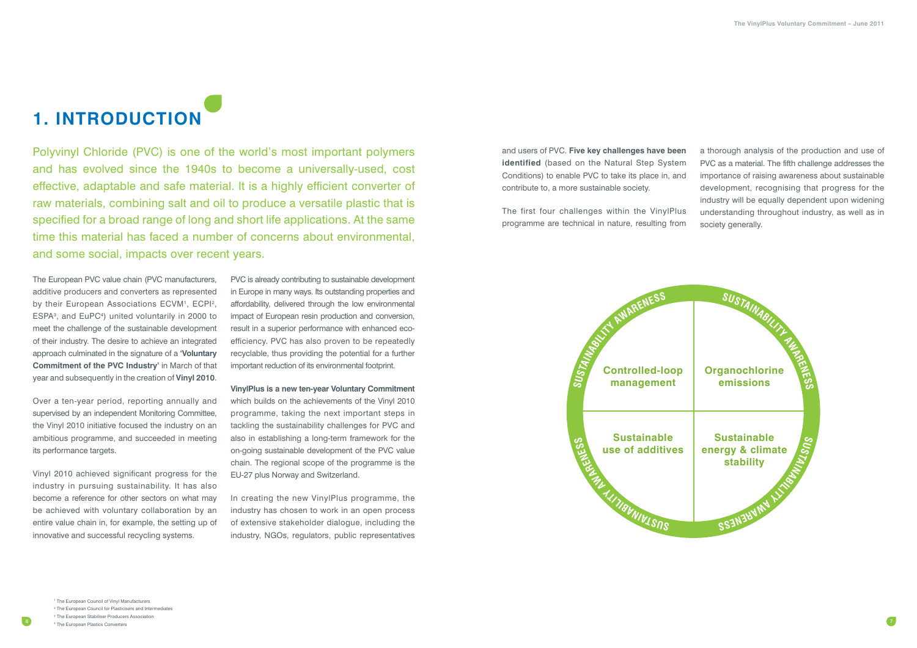# 1. INTRODUCTION

Polyvinyl Chloride (PVC) is one of the world's most important polymers and has evolved since the 1940s to become a universally-used, cost effective, adaptable and safe material. It is a highly efficient converter of raw materials, combining salt and oil to produce a versatile plastic that is specified for a broad range of long and short life applications. At the same time this material has faced a number of concerns about environmental, and some social, impacts over recent years.

The European PVC value chain (PVC manufacturers, additive producers and converters as represented by their European Associations ECVM[1], ECPI[2], ESPA[3], and EuPC[4]) united voluntarily in 2000 to meet the challenge of the sustainable development of their industry. The desire to achieve an integrated approach culminated in the signature of a '**Voluntary Commitment of the PVC Industry**' in March of that year and subsequently in the creation of **Vinyl 2010**.

Over a ten-year period, reporting annually and supervised by an independent Monitoring Committee, the Vinyl 2010 initiative focused the industry on an ambitious programme, and succeeded in meeting its performance targets.

Vinyl 2010 achieved significant progress for the industry in pursuing sustainability. It has also become a reference for other sectors on what may be achieved with voluntary collaboration by an entire value chain in, for example, the setting up of innovative and successful recycling systems.

PVC is already contributing to sustainable development in Europe in many ways. Its outstanding properties and affordability, delivered through the low environmental impact of European resin production and conversion, result in a superior performance with enhanced eco-efficiency. PVC has also proven to be repeatedly recyclable, thus providing the potential for a further important reduction of its environmental footprint.

**VinylPlus is a new ten-year Voluntary Commitment** which builds on the achievements of the Vinyl 2010 programme, taking the next important steps in tackling the sustainability challenges for PVC and also in establishing a long-term framework for the on-going sustainable development of the PVC value chain. The regional scope of the programme is the EU-27 plus Norway and Switzerland.

In creating the new VinylPlus programme, the industry has chosen to work in an open process of extensive stakeholder dialogue, including the industry, NGOs, regulators, public representatives and users of PVC. **Five key challenges have been identified** (based on the Natural Step System Conditions) to enable PVC to take its place in, and contribute to, a more sustainable society.

The first four challenges within the VinylPlus programme are technical in nature, resulting from a thorough analysis of the production and use of PVC as a material. The fifth challenge addresses the importance of raising awareness about sustainable development, recognising that progress for the industry will be equally dependent upon widening understanding throughout industry, as well as in society generally.

| Controlled-loop management | Organochlorine emissions |
|---|---|
| Sustainable use of additives | Sustainable energy & climate stability |

SUSTAINABILITY AWARENESS

[1] The European Council of Vinyl Manufacturers
[2] The European Council for Plasticisers and Intermediates
[3] The European Stabiliser Producers Association
[4] The European Plastics Converters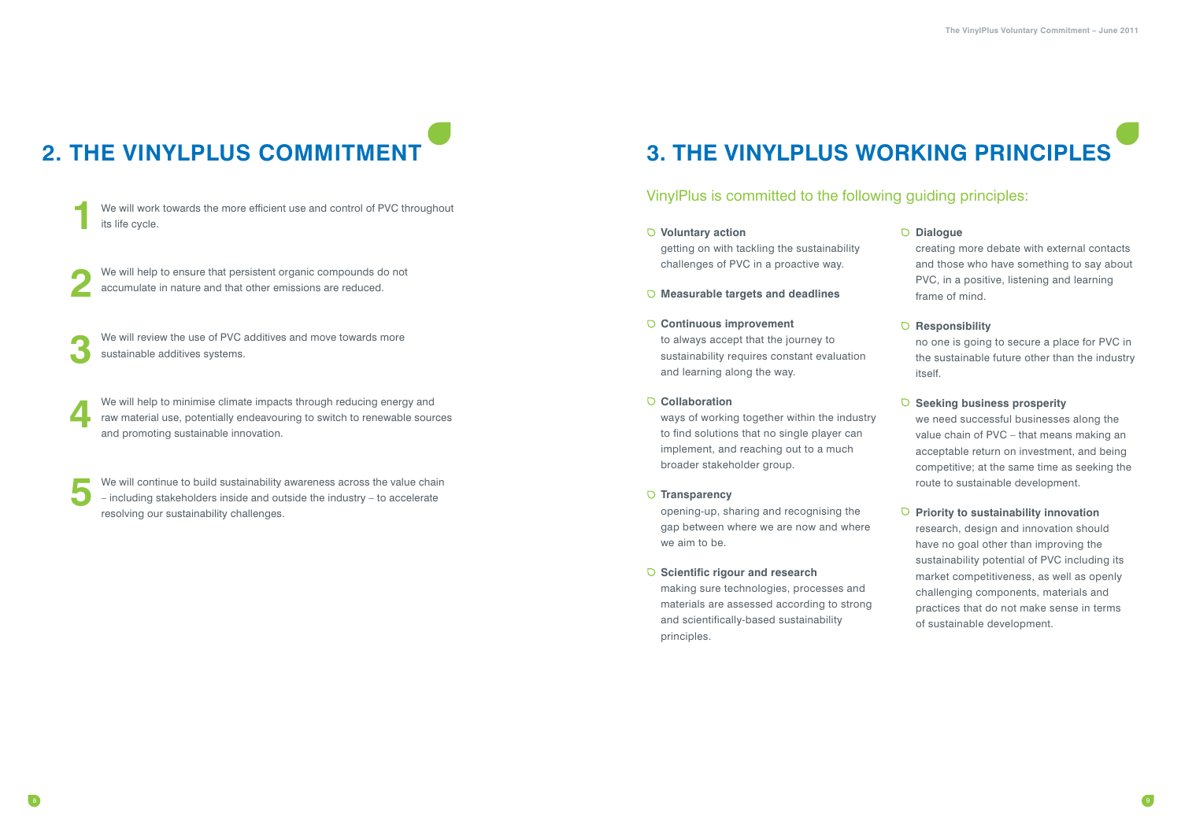## 2. THE VINYLPLUS COMMITMENT

1. We will work towards the more efficient use and control of PVC throughout its life cycle.

2. We will help to ensure that persistent organic compounds do not accumulate in nature and that other emissions are reduced.

3. We will review the use of PVC additives and move towards more sustainable additives systems.

4. We will help to minimise climate impacts through reducing energy and raw material use, potentially endeavouring to switch to renewable sources and promoting sustainable innovation.

5. We will continue to build sustainability awareness across the value chain – including stakeholders inside and outside the industry – to accelerate resolving our sustainability challenges.

## 3. THE VINYLPLUS WORKING PRINCIPLES

VinylPlus is committed to the following guiding principles:

- **Voluntary action**
  getting on with tackling the sustainability challenges of PVC in a proactive way.

- **Measurable targets and deadlines**

- **Continuous improvement**
  to always accept that the journey to sustainability requires constant evaluation and learning along the way.

- **Collaboration**
  ways of working together within the industry to find solutions that no single player can implement, and reaching out to a much broader stakeholder group.

- **Transparency**
  opening-up, sharing and recognising the gap between where we are now and where we aim to be.

- **Scientific rigour and research**
  making sure technologies, processes and materials are assessed according to strong and scientifically-based sustainability principles.

- **Dialogue**
  creating more debate with external contacts and those who have something to say about PVC, in a positive, listening and learning frame of mind.

- **Responsibility**
  no one is going to secure a place for PVC in the sustainable future other than the industry itself.

- **Seeking business prosperity**
  we need successful businesses along the value chain of PVC – that means making an acceptable return on investment, and being competitive; at the same time as seeking the route to sustainable development.

- **Priority to sustainability innovation**
  research, design and innovation should have no goal other than improving the sustainability potential of PVC including its market competitiveness, as well as openly challenging components, materials and practices that do not make sense in terms of sustainable development.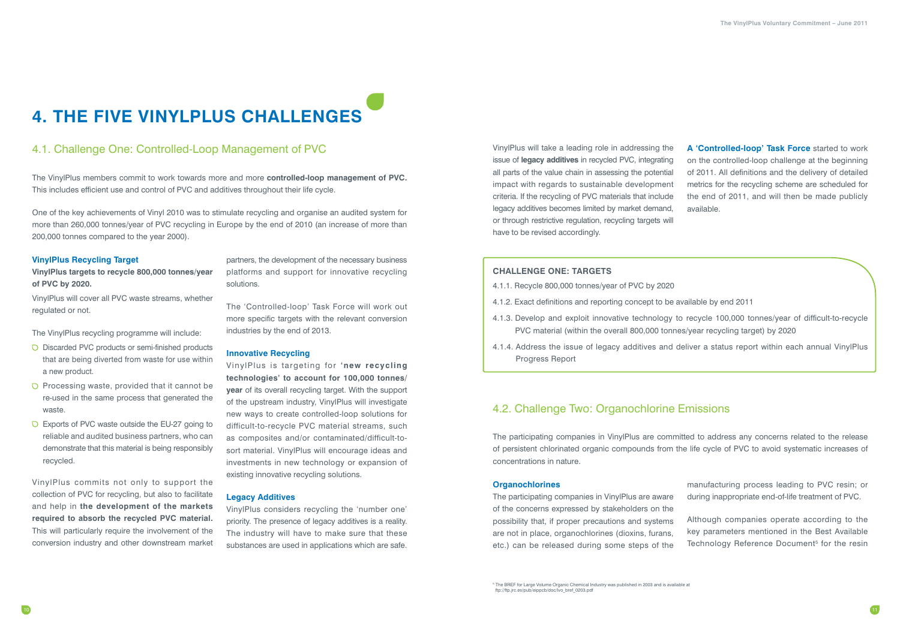# 4. THE FIVE VINYLPLUS CHALLENGES

## 4.1. Challenge One: Controlled-Loop Management of PVC

The VinylPlus members commit to work towards more and more **controlled-loop management of PVC.** This includes efficient use and control of PVC and additives throughout their life cycle.

One of the key achievements of Vinyl 2010 was to stimulate recycling and organise an audited system for more than 260,000 tonnes/year of PVC recycling in Europe by the end of 2010 (an increase of more than 200,000 tonnes compared to the year 2000).

### VinylPlus Recycling Target

**VinylPlus targets to recycle 800,000 tonnes/year of PVC by 2020.**

VinylPlus will cover all PVC waste streams, whether regulated or not.

The VinylPlus recycling programme will include:

- Discarded PVC products or semi-finished products that are being diverted from waste for use within a new product.
- Processing waste, provided that it cannot be re-used in the same process that generated the waste.
- Exports of PVC waste outside the EU-27 going to reliable and audited business partners, who can demonstrate that this material is being responsibly recycled.

VinylPlus commits not only to support the collection of PVC for recycling, but also to facilitate and help in **the development of the markets required to absorb the recycled PVC material.** This will particularly require the involvement of the conversion industry and other downstream market partners, the development of the necessary business platforms and support for innovative recycling solutions.

The 'Controlled-loop' Task Force will work out more specific targets with the relevant conversion industries by the end of 2013.

### Innovative Recycling

VinylPlus is targeting for **'new recycling technologies' to account for 100,000 tonnes/year** of its overall recycling target. With the support of the upstream industry, VinylPlus will investigate new ways to create controlled-loop solutions for difficult-to-recycle PVC material streams, such as composites and/or contaminated/difficult-to-sort material. VinylPlus will encourage ideas and investments in new technology or expansion of existing innovative recycling solutions.

### Legacy Additives

VinylPlus considers recycling the 'number one' priority. The presence of legacy additives is a reality. The industry will have to make sure that these substances are used in applications which are safe.

VinylPlus will take a leading role in addressing the issue of **legacy additives** in recycled PVC, integrating all parts of the value chain in assessing the potential impact with regards to sustainable development criteria. If the recycling of PVC materials that include legacy additives becomes limited by market demand, or through restrictive regulation, recycling targets will have to be revised accordingly.

**A 'Controlled-loop' Task Force** started to work on the controlled-loop challenge at the beginning of 2011. All definitions and the delivery of detailed metrics for the recycling scheme are scheduled for the end of 2011, and will then be made publicly available.

### CHALLENGE ONE: TARGETS

4.1.1. Recycle 800,000 tonnes/year of PVC by 2020

4.1.2. Exact definitions and reporting concept to be available by end 2011

4.1.3. Develop and exploit innovative technology to recycle 100,000 tonnes/year of difficult-to-recycle PVC material (within the overall 800,000 tonnes/year recycling target) by 2020

4.1.4. Address the issue of legacy additives and deliver a status report within each annual VinylPlus Progress Report

## 4.2. Challenge Two: Organochlorine Emissions

The participating companies in VinylPlus are committed to address any concerns related to the release of persistent chlorinated organic compounds from the life cycle of PVC to avoid systematic increases of concentrations in nature.

### Organochlorines

The participating companies in VinylPlus are aware of the concerns expressed by stakeholders on the possibility that, if proper precautions and systems are not in place, organochlorines (dioxins, furans, etc.) can be released during some steps of the manufacturing process leading to PVC resin; or during inappropriate end-of-life treatment of PVC.

Although companies operate according to the key parameters mentioned in the Best Available Technology Reference Document[5] for the resin

[5] The BREF for Large Volume Organic Chemical Industry was published in 2003 and is available at ftp://ftp.jrc.es/pub/eippcb/doc/lvo_bref_0203.pdf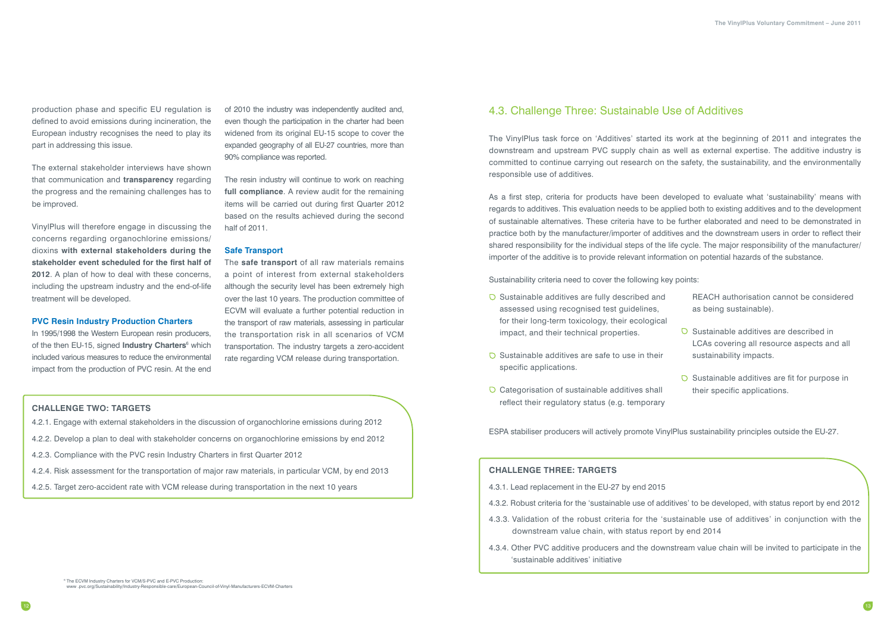production phase and specific EU regulation is defined to avoid emissions during incineration, the European industry recognises the need to play its part in addressing this issue.

The external stakeholder interviews have shown that communication and **transparency** regarding the progress and the remaining challenges has to be improved.

VinylPlus will therefore engage in discussing the concerns regarding organochlorine emissions/dioxins **with external stakeholders during the stakeholder event scheduled for the first half of 2012**. A plan of how to deal with these concerns, including the upstream industry and the end-of-life treatment will be developed.

### PVC Resin Industry Production Charters

In 1995/1998 the Western European resin producers, of the then EU-15, signed **Industry Charters**[6] which included various measures to reduce the environmental impact from the production of PVC resin. At the end of 2010 the industry was independently audited and, even though the participation in the charter had been widened from its original EU-15 scope to cover the expanded geography of all EU-27 countries, more than 90% compliance was reported.

The resin industry will continue to work on reaching **full compliance**. A review audit for the remaining items will be carried out during first Quarter 2012 based on the results achieved during the second half of 2011.

### Safe Transport

The **safe transport** of all raw materials remains a point of interest from external stakeholders although the security level has been extremely high over the last 10 years. The production committee of ECVM will evaluate a further potential reduction in the transport of raw materials, assessing in particular the transportation risk in all scenarios of VCM transportation. The industry targets a zero-accident rate regarding VCM release during transportation.

**CHALLENGE TWO: TARGETS**

4.2.1. Engage with external stakeholders in the discussion of organochlorine emissions during 2012

4.2.2. Develop a plan to deal with stakeholder concerns on organochlorine emissions by end 2012

4.2.3. Compliance with the PVC resin Industry Charters in first Quarter 2012

4.2.4. Risk assessment for the transportation of major raw materials, in particular VCM, by end 2013

4.2.5. Target zero-accident rate with VCM release during transportation in the next 10 years

## 4.3. Challenge Three: Sustainable Use of Additives

The VinylPlus task force on 'Additives' started its work at the beginning of 2011 and integrates the downstream and upstream PVC supply chain as well as external expertise. The additive industry is committed to continue carrying out research on the safety, the sustainability, and the environmentally responsible use of additives.

As a first step, criteria for products have been developed to evaluate what 'sustainability' means with regards to additives. This evaluation needs to be applied both to existing additives and to the development of sustainable alternatives. These criteria have to be further elaborated and need to be demonstrated in practice both by the manufacturer/importer of additives and the downstream users in order to reflect their shared responsibility for the individual steps of the life cycle. The major responsibility of the manufacturer/importer of the additive is to provide relevant information on potential hazards of the substance.

Sustainability criteria need to cover the following key points:

- Sustainable additives are fully described and assessed using recognised test guidelines, for their long-term toxicology, their ecological impact, and their technical properties.
- Sustainable additives are safe to use in their specific applications.
- Categorisation of sustainable additives shall reflect their regulatory status (e.g. temporary REACH authorisation cannot be considered as being sustainable).
- Sustainable additives are described in LCAs covering all resource aspects and all sustainability impacts.
- Sustainable additives are fit for purpose in their specific applications.

ESPA stabiliser producers will actively promote VinylPlus sustainability principles outside the EU-27.

**CHALLENGE THREE: TARGETS**

4.3.1. Lead replacement in the EU-27 by end 2015

4.3.2. Robust criteria for the 'sustainable use of additives' to be developed, with status report by end 2012

4.3.3. Validation of the robust criteria for the 'sustainable use of additives' in conjunction with the downstream value chain, with status report by end 2014

4.3.4. Other PVC additive producers and the downstream value chain will be invited to participate in the 'sustainable additives' initiative

[6] The ECVM Industry Charters for VCM/S-PVC and E-PVC Production: www .pvc.org/Sustainability/Industry-Responsible-care/European-Council-of-Vinyl-Manufacturers-ECVM-Charters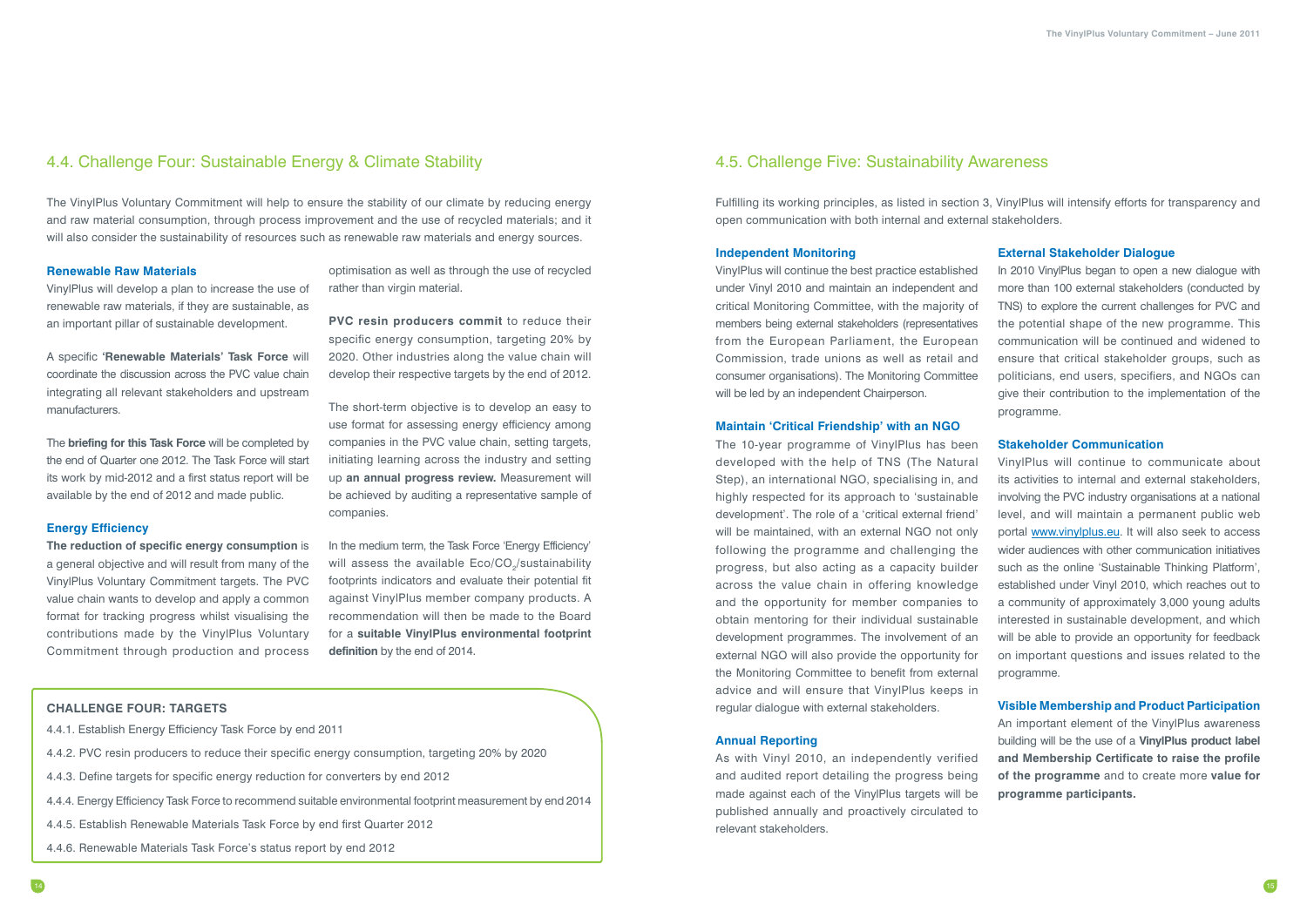## 4.4. Challenge Four: Sustainable Energy & Climate Stability

The VinylPlus Voluntary Commitment will help to ensure the stability of our climate by reducing energy and raw material consumption, through process improvement and the use of recycled materials; and it will also consider the sustainability of resources such as renewable raw materials and energy sources.

### Renewable Raw Materials

VinylPlus will develop a plan to increase the use of renewable raw materials, if they are sustainable, as an important pillar of sustainable development.

A specific **'Renewable Materials' Task Force** will coordinate the discussion across the PVC value chain integrating all relevant stakeholders and upstream manufacturers.

The **briefing for this Task Force** will be completed by the end of Quarter one 2012. The Task Force will start its work by mid-2012 and a first status report will be available by the end of 2012 and made public.

### Energy Efficiency

**The reduction of specific energy consumption** is a general objective and will result from many of the VinylPlus Voluntary Commitment targets. The PVC value chain wants to develop and apply a common format for tracking progress whilst visualising the contributions made by the VinylPlus Voluntary Commitment through production and process optimisation as well as through the use of recycled rather than virgin material.

**PVC resin producers commit** to reduce their specific energy consumption, targeting 20% by 2020. Other industries along the value chain will develop their respective targets by the end of 2012.

The short-term objective is to develop an easy to use format for assessing energy efficiency among companies in the PVC value chain, setting targets, initiating learning across the industry and setting up **an annual progress review.** Measurement will be achieved by auditing a representative sample of companies.

In the medium term, the Task Force 'Energy Efficiency' will assess the available Eco/$CO_2$/sustainability footprints indicators and evaluate their potential fit against VinylPlus member company products. A recommendation will then be made to the Board for a **suitable VinylPlus environmental footprint definition** by the end of 2014.

**CHALLENGE FOUR: TARGETS**

4.4.1. Establish Energy Efficiency Task Force by end 2011

4.4.2. PVC resin producers to reduce their specific energy consumption, targeting 20% by 2020

4.4.3. Define targets for specific energy reduction for converters by end 2012

4.4.4. Energy Efficiency Task Force to recommend suitable environmental footprint measurement by end 2014

4.4.5. Establish Renewable Materials Task Force by end first Quarter 2012

4.4.6. Renewable Materials Task Force's status report by end 2012

## 4.5. Challenge Five: Sustainability Awareness

Fulfilling its working principles, as listed in section 3, VinylPlus will intensify efforts for transparency and open communication with both internal and external stakeholders.

### Independent Monitoring

VinylPlus will continue the best practice established under Vinyl 2010 and maintain an independent and critical Monitoring Committee, with the majority of members being external stakeholders (representatives from the European Parliament, the European Commission, trade unions as well as retail and consumer organisations). The Monitoring Committee will be led by an independent Chairperson.

### Maintain 'Critical Friendship' with an NGO

The 10-year programme of VinylPlus has been developed with the help of TNS (The Natural Step), an international NGO, specialising in, and highly respected for its approach to 'sustainable development'. The role of a 'critical external friend' will be maintained, with an external NGO not only following the programme and challenging the progress, but also acting as a capacity builder across the value chain in offering knowledge and the opportunity for member companies to obtain mentoring for their individual sustainable development programmes. The involvement of an external NGO will also provide the opportunity for the Monitoring Committee to benefit from external advice and will ensure that VinylPlus keeps in regular dialogue with external stakeholders.

### Annual Reporting

As with Vinyl 2010, an independently verified and audited report detailing the progress being made against each of the VinylPlus targets will be published annually and proactively circulated to relevant stakeholders.

### External Stakeholder Dialogue

In 2010 VinylPlus began to open a new dialogue with more than 100 external stakeholders (conducted by TNS) to explore the current challenges for PVC and the potential shape of the new programme. This communication will be continued and widened to ensure that critical stakeholder groups, such as politicians, end users, specifiers, and NGOs can give their contribution to the implementation of the programme.

### Stakeholder Communication

VinylPlus will continue to communicate about its activities to internal and external stakeholders, involving the PVC industry organisations at a national level, and will maintain a permanent public web portal www.vinylplus.eu. It will also seek to access wider audiences with other communication initiatives such as the online 'Sustainable Thinking Platform', established under Vinyl 2010, which reaches out to a community of approximately 3,000 young adults interested in sustainable development, and which will be able to provide an opportunity for feedback on important questions and issues related to the programme.

### Visible Membership and Product Participation

An important element of the VinylPlus awareness building will be the use of a **VinylPlus product label and Membership Certificate to raise the profile of the programme** and to create more **value for programme participants.**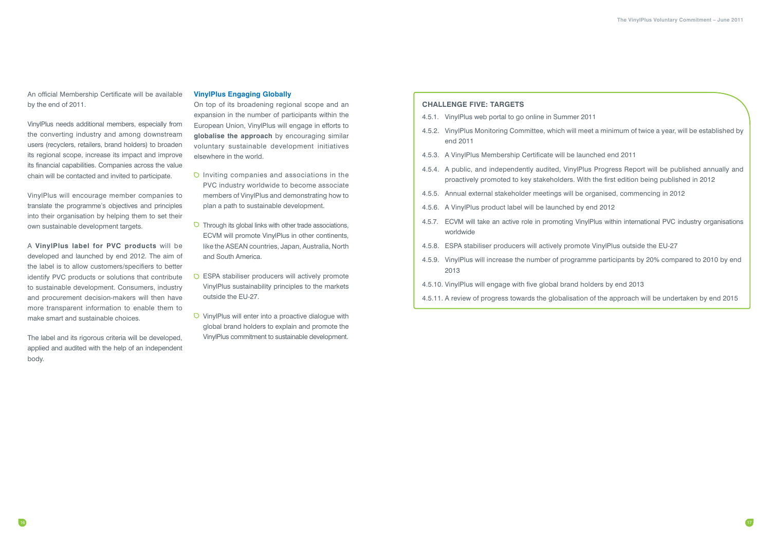An official Membership Certificate will be available by the end of 2011.

VinylPlus needs additional members, especially from the converting industry and among downstream users (recyclers, retailers, brand holders) to broaden its regional scope, increase its impact and improve its financial capabilities. Companies across the value chain will be contacted and invited to participate.

VinylPlus will encourage member companies to translate the programme's objectives and principles into their organisation by helping them to set their own sustainable development targets.

A **VinylPlus label for PVC products** will be developed and launched by end 2012. The aim of the label is to allow customers/specifiers to better identify PVC products or solutions that contribute to sustainable development. Consumers, industry and procurement decision-makers will then have more transparent information to enable them to make smart and sustainable choices.

The label and its rigorous criteria will be developed, applied and audited with the help of an independent body.

### VinylPlus Engaging Globally

On top of its broadening regional scope and an expansion in the number of participants within the European Union, VinylPlus will engage in efforts to **globalise the approach** by encouraging similar voluntary sustainable development initiatives elsewhere in the world.

- Inviting companies and associations in the PVC industry worldwide to become associate members of VinylPlus and demonstrating how to plan a path to sustainable development.
- Through its global links with other trade associations, ECVM will promote VinylPlus in other continents, like the ASEAN countries, Japan, Australia, North and South America.
- ESPA stabiliser producers will actively promote VinylPlus sustainability principles to the markets outside the EU-27.
- VinylPlus will enter into a proactive dialogue with global brand holders to explain and promote the VinylPlus commitment to sustainable development.

### CHALLENGE FIVE: TARGETS

4.5.1. VinylPlus web portal to go online in Summer 2011

4.5.2. VinylPlus Monitoring Committee, which will meet a minimum of twice a year, will be established by end 2011

4.5.3. A VinylPlus Membership Certificate will be launched end 2011

4.5.4. A public, and independently audited, VinylPlus Progress Report will be published annually and proactively promoted to key stakeholders. With the first edition being published in 2012

4.5.5. Annual external stakeholder meetings will be organised, commencing in 2012

4.5.6. A VinylPlus product label will be launched by end 2012

4.5.7. ECVM will take an active role in promoting VinylPlus within international PVC industry organisations worldwide

4.5.8. ESPA stabiliser producers will actively promote VinylPlus outside the EU-27

4.5.9. VinylPlus will increase the number of programme participants by 20% compared to 2010 by end 2013

4.5.10. VinylPlus will engage with five global brand holders by end 2013

4.5.11. A review of progress towards the globalisation of the approach will be undertaken by end 2015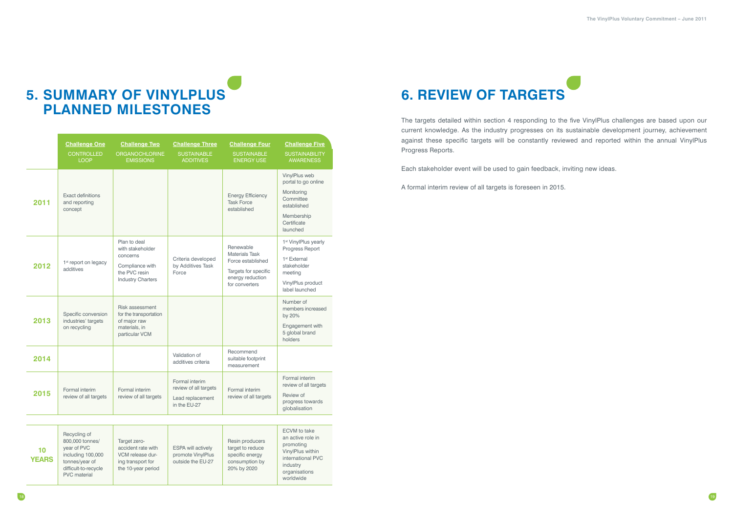# 5. SUMMARY OF VINYLPLUS PLANNED MILESTONES

| | Challenge One<br>CONTROLLED LOOP | Challenge Two<br>ORGANOCHLORINE EMISSIONS | Challenge Three<br>SUSTAINABLE ADDITIVES | Challenge Four<br>SUSTAINABLE ENERGY USE | Challenge Five<br>SUSTAINABILITY AWARENESS |
|---|---|---|---|---|---|
| **2011** | Exact definitions and reporting concept | | | Energy Efficiency Task Force established | VinylPlus web portal to go online<br>Monitoring Committee established<br>Membership Certificate launched |
| **2012** | 1st report on legacy additives | Plan to deal with stakeholder concerns<br>Compliance with the PVC resin Industry Charters | Criteria developed by Additives Task Force | Renewable Materials Task Force established<br>Targets for specific energy reduction for converters | 1st VinylPlus yearly Progress Report<br>1st External stakeholder meeting<br>VinylPlus product label launched |
| **2013** | Specific conversion industries' targets on recycling | Risk assessment for the transportation of major raw materials, in particular VCM | | | Number of members increased by 20%<br>Engagement with 5 global brand holders |
| **2014** | | | Validation of additives criteria | Recommend suitable footprint measurement | |
| **2015** | Formal interim review of all targets | Formal interim review of all targets | Formal interim review of all targets<br>Lead replacement in the EU-27 | Formal interim review of all targets | Formal interim review of all targets<br>Review of progress towards globalisation |
| **10 YEARS** | Recycling of 800,000 tonnes/year of PVC including 100,000 tonnes/year of difficult-to-recycle PVC material | Target zero-accident rate with VCM release during transport for the 10-year period | ESPA will actively promote VinylPlus outside the EU-27 | Resin producers target to reduce specific energy consumption by 20% by 2020 | ECVM to take an active role in promoting VinylPlus within international PVC industry organisations worldwide |

# 6. REVIEW OF TARGETS

The targets detailed within section 4 responding to the five VinylPlus challenges are based upon our current knowledge. As the industry progresses on its sustainable development journey, achievement against these specific targets will be constantly reviewed and reported within the annual VinylPlus Progress Reports.

Each stakeholder event will be used to gain feedback, inviting new ideas.

A formal interim review of all targets is foreseen in 2015.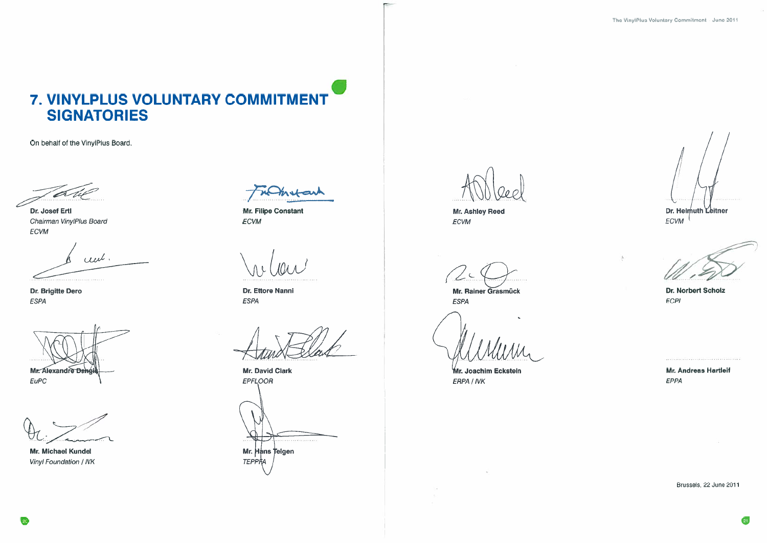# 7. VINYLPLUS VOLUNTARY COMMITMENT SIGNATORIES

On behalf of the VinylPlus Board,

**Dr. Josef Ertl**
*Chairman VinylPlus Board*
*ECVM*

**Mr. Filipe Constant**
*ECVM*

**Dr. Brigitte Dero**
*ESPA*

**Dr. Ettore Nanni**
*ESPA*

**Mr. Alexandre Dangis**
*EuPC*

**Mr. David Clark**
*EPFLOOR*

**Mr. Michael Kundel**
*Vinyl Foundation / IVK*

**Mr. Hans Telgen**
*TEPPFA*

**Mr. Ashley Reed**
*ECVM*

**Dr. Helmuth Leitner**
*ECVM*

**Mr. Rainer Grasmück**
*ESPA*

**Dr. Norbert Scholz**
*ECPI*

**Mr. Joachim Eckstein**
*ERPA / IVK*

**Mr. Andreas Hartleif**
*EPPA*

Brussels, 22 June 2011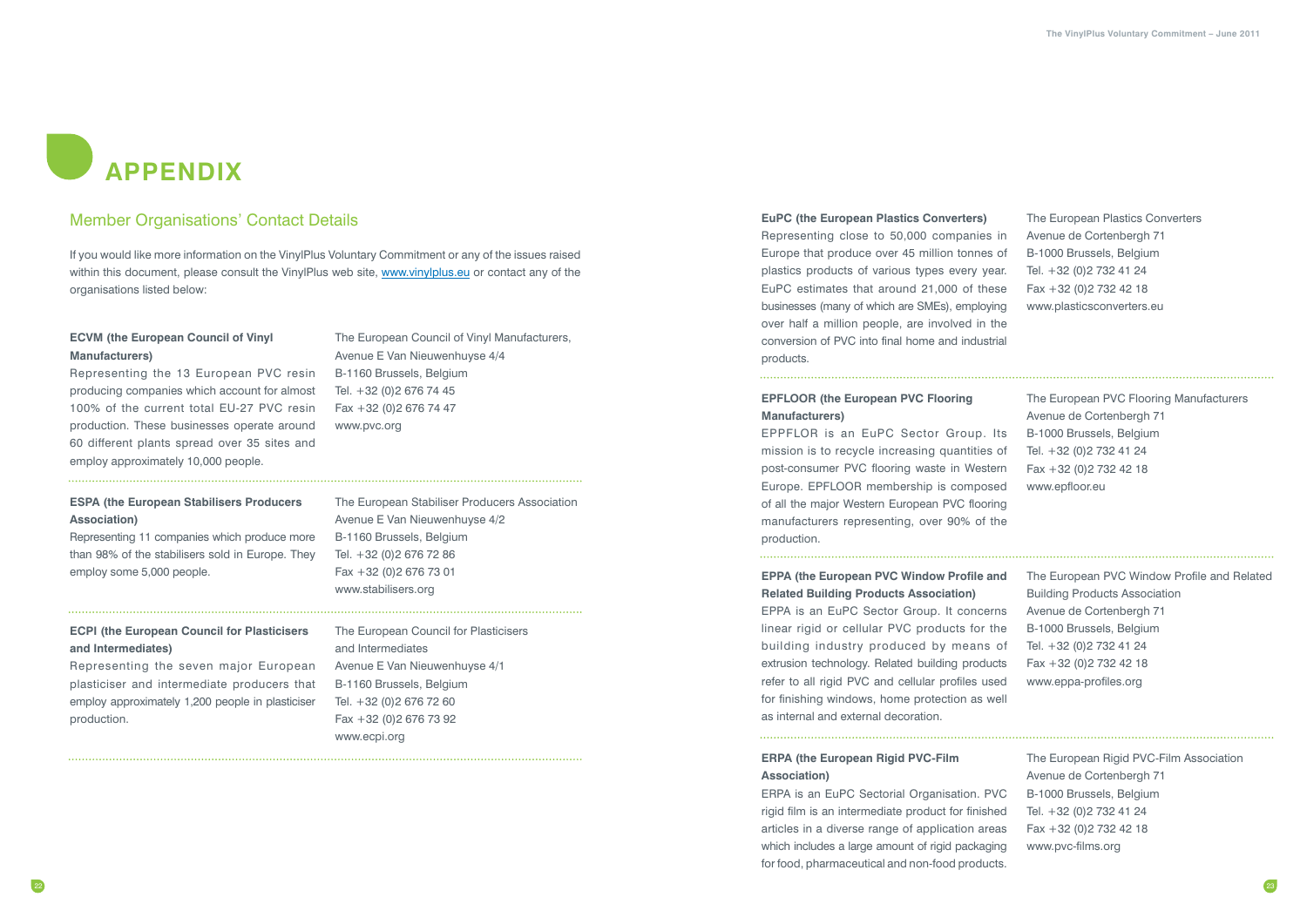# APPENDIX

## Member Organisations' Contact Details

If you would like more information on the VinylPlus Voluntary Commitment or any of the issues raised within this document, please consult the VinylPlus web site, www.vinylplus.eu or contact any of the organisations listed below:

**ECVM (the European Council of Vinyl Manufacturers)**
Representing the 13 European PVC resin producing companies which account for almost 100% of the current total EU-27 PVC resin production. These businesses operate around 60 different plants spread over 35 sites and employ approximately 10,000 people.

The European Council of Vinyl Manufacturers,
Avenue E Van Nieuwenhuyse 4/4
B-1160 Brussels, Belgium
Tel. +32 (0)2 676 74 45
Fax +32 (0)2 676 74 47
www.pvc.org

**ESPA (the European Stabilisers Producers Association)**
Representing 11 companies which produce more than 98% of the stabilisers sold in Europe. They employ some 5,000 people.

The European Stabiliser Producers Association
Avenue E Van Nieuwenhuyse 4/2
B-1160 Brussels, Belgium
Tel. +32 (0)2 676 72 86
Fax +32 (0)2 676 73 01
www.stabilisers.org

**ECPI (the European Council for Plasticisers and Intermediates)**
Representing the seven major European plasticiser and intermediate producers that employ approximately 1,200 people in plasticiser production.

The European Council for Plasticisers and Intermediates
Avenue E Van Nieuwenhuyse 4/1
B-1160 Brussels, Belgium
Tel. +32 (0)2 676 72 60
Fax +32 (0)2 676 73 92
www.ecpi.org

**EuPC (the European Plastics Converters)**
Representing close to 50,000 companies in Europe that produce over 45 million tonnes of plastics products of various types every year. EuPC estimates that around 21,000 of these businesses (many of which are SMEs), employing over half a million people, are involved in the conversion of PVC into final home and industrial products.

The European Plastics Converters
Avenue de Cortenbergh 71
B-1000 Brussels, Belgium
Tel. +32 (0)2 732 41 24
Fax +32 (0)2 732 42 18
www.plasticsconverters.eu

**EPFLOOR (the European PVC Flooring Manufacturers)**
EPPFLOR is an EuPC Sector Group. Its mission is to recycle increasing quantities of post-consumer PVC flooring waste in Western Europe. EPFLOOR membership is composed of all the major Western European PVC flooring manufacturers representing, over 90% of the production.

The European PVC Flooring Manufacturers
Avenue de Cortenbergh 71
B-1000 Brussels, Belgium
Tel. +32 (0)2 732 41 24
Fax +32 (0)2 732 42 18
www.epfloor.eu

**EPPA (the European PVC Window Profile and Related Building Products Association)**
EPPA is an EuPC Sector Group. It concerns linear rigid or cellular PVC products for the building industry produced by means of extrusion technology. Related building products refer to all rigid PVC and cellular profiles used for finishing windows, home protection as well as internal and external decoration.

The European PVC Window Profile and Related Building Products Association
Avenue de Cortenbergh 71
B-1000 Brussels, Belgium
Tel. +32 (0)2 732 41 24
Fax +32 (0)2 732 42 18
www.eppa-profiles.org

**ERPA (the European Rigid PVC-Film Association)**
ERPA is an EuPC Sectorial Organisation. PVC rigid film is an intermediate product for finished articles in a diverse range of application areas which includes a large amount of rigid packaging for food, pharmaceutical and non-food products.

The European Rigid PVC-Film Association
Avenue de Cortenbergh 71
B-1000 Brussels, Belgium
Tel. +32 (0)2 732 41 24
Fax +32 (0)2 732 42 18
www.pvc-films.org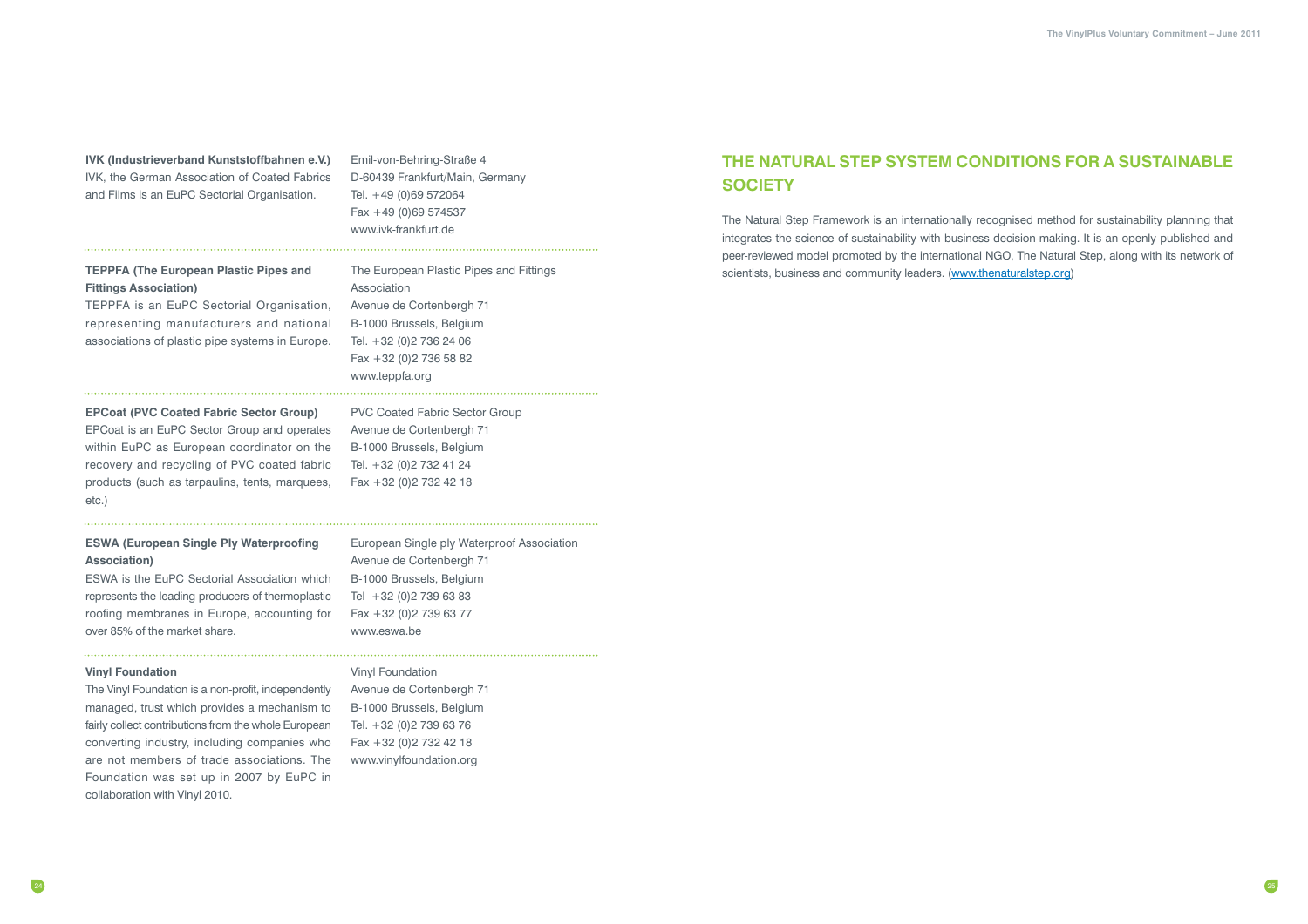**IVK (Industrieverband Kunststoffbahnen e.V.)**
IVK, the German Association of Coated Fabrics and Films is an EuPC Sectorial Organisation.

Emil-von-Behring-Straße 4
D-60439 Frankfurt/Main, Germany
Tel. +49 (0)69 572064
Fax +49 (0)69 574537
www.ivk-frankfurt.de

---

**TEPPFA (The European Plastic Pipes and Fittings Association)**
TEPPFA is an EuPC Sectorial Organisation, representing manufacturers and national associations of plastic pipe systems in Europe.

The European Plastic Pipes and Fittings Association
Avenue de Cortenbergh 71
B-1000 Brussels, Belgium
Tel. +32 (0)2 736 24 06
Fax +32 (0)2 736 58 82
www.teppfa.org

---

**EPCoat (PVC Coated Fabric Sector Group)**
EPCoat is an EuPC Sector Group and operates within EuPC as European coordinator on the recovery and recycling of PVC coated fabric products (such as tarpaulins, tents, marquees, etc.)

PVC Coated Fabric Sector Group
Avenue de Cortenbergh 71
B-1000 Brussels, Belgium
Tel. +32 (0)2 732 41 24
Fax +32 (0)2 732 42 18

---

**ESWA (European Single Ply Waterproofing Association)**
ESWA is the EuPC Sectorial Association which represents the leading producers of thermoplastic roofing membranes in Europe, accounting for over 85% of the market share.

European Single ply Waterproof Association
Avenue de Cortenbergh 71
B-1000 Brussels, Belgium
Tel +32 (0)2 739 63 83
Fax +32 (0)2 739 63 77
www.eswa.be

---

**Vinyl Foundation**
The Vinyl Foundation is a non-profit, independently managed, trust which provides a mechanism to fairly collect contributions from the whole European converting industry, including companies who are not members of trade associations. The Foundation was set up in 2007 by EuPC in collaboration with Vinyl 2010.

Vinyl Foundation
Avenue de Cortenbergh 71
B-1000 Brussels, Belgium
Tel. +32 (0)2 739 63 76
Fax +32 (0)2 732 42 18
www.vinylfoundation.org

## THE NATURAL STEP SYSTEM CONDITIONS FOR A SUSTAINABLE SOCIETY

The Natural Step Framework is an internationally recognised method for sustainability planning that integrates the science of sustainability with business decision-making. It is an openly published and peer-reviewed model promoted by the international NGO, The Natural Step, along with its network of scientists, business and community leaders. (www.thenaturalstep.org)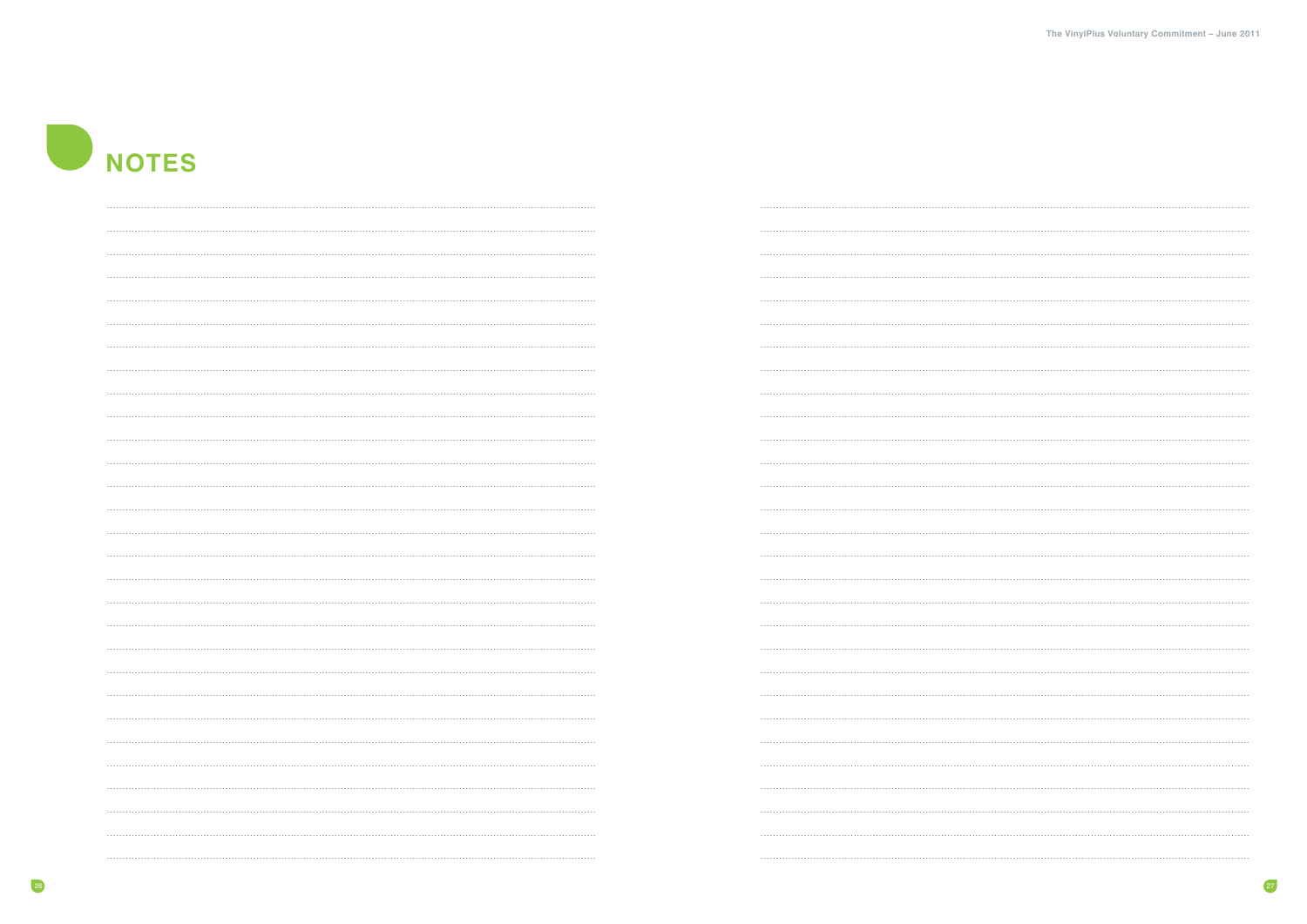# NOTES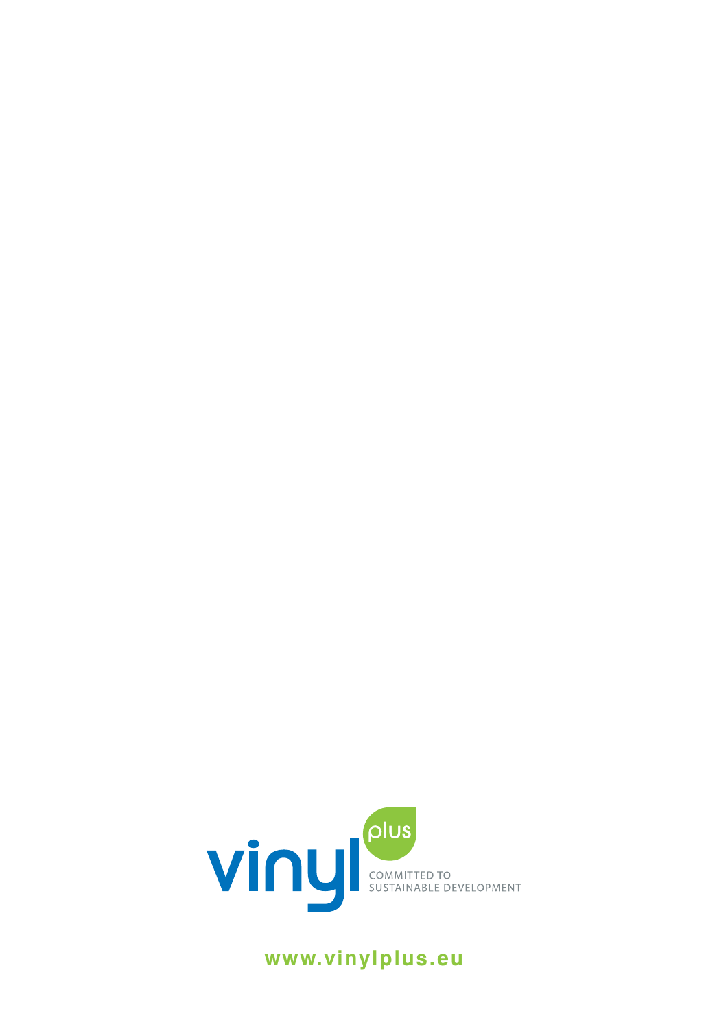vinyl plus

COMMITTED TO
SUSTAINABLE DEVELOPMENT

www.vinylplus.eu